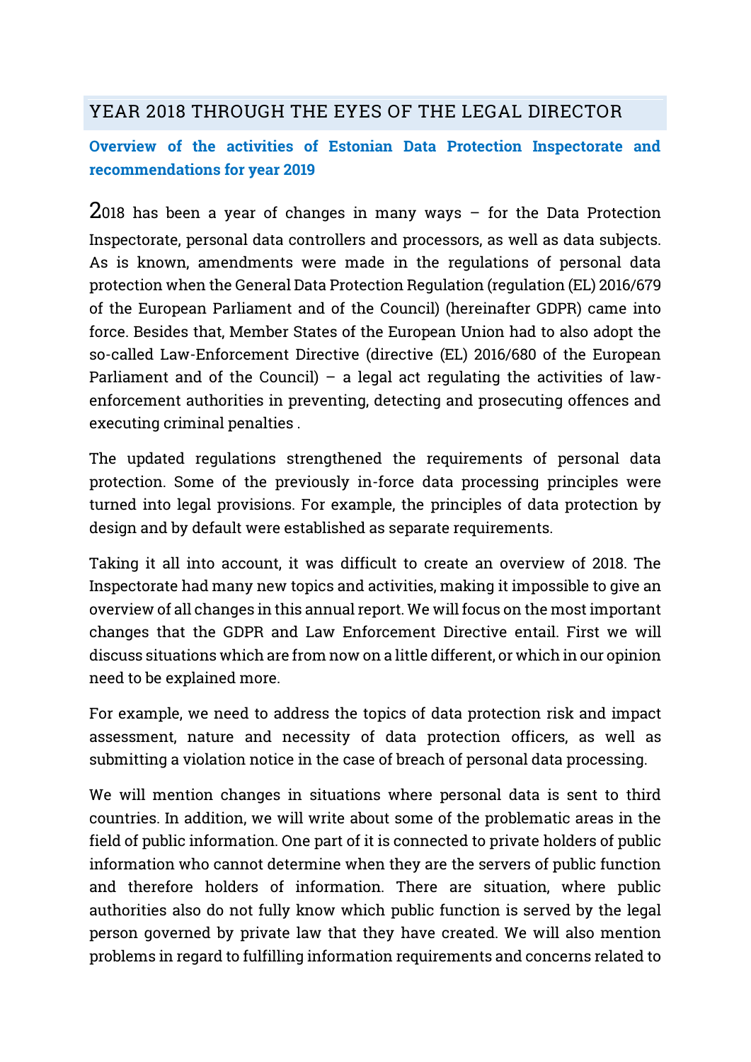# YEAR 2018 THROUGH THE EYES OF THE LEGAL DIRECTOR

## Overview of the activities of Estonian Data Protection Inspectorate and recommendations for year 2019

2018 has been a year of changes in many ways – for the Data Protection Inspectorate, personal data controllers and processors, as well as data subjects. As is known, amendments were made in the regulations of personal data protection when the General Data Protection Regulation (regulation (EL) 2016/679 of the European Parliament and of the Council) (hereinafter GDPR) came into force. Besides that, Member States of the European Union had to also adopt the so-called Law-Enforcement Directive (directive (EL) 2016/680 of the European Parliament and of the Council) – a legal act regulating the activities of law-enforcement authorities in preventing, detecting and prosecuting offences and executing criminal penalties .

The updated regulations strengthened the requirements of personal data protection. Some of the previously in-force data processing principles were turned into legal provisions. For example, the principles of data protection by design and by default were established as separate requirements.

Taking it all into account, it was difficult to create an overview of 2018. The Inspectorate had many new topics and activities, making it impossible to give an overview of all changes in this annual report. We will focus on the most important changes that the GDPR and Law Enforcement Directive entail. First we will discuss situations which are from now on a little different, or which in our opinion need to be explained more.

For example, we need to address the topics of data protection risk and impact assessment, nature and necessity of data protection officers, as well as submitting a violation notice in the case of breach of personal data processing.

We will mention changes in situations where personal data is sent to third countries. In addition, we will write about some of the problematic areas in the field of public information. One part of it is connected to private holders of public information who cannot determine when they are the servers of public function and therefore holders of information. There are situation, where public authorities also do not fully know which public function is served by the legal person governed by private law that they have created. We will also mention problems in regard to fulfilling information requirements and concerns related to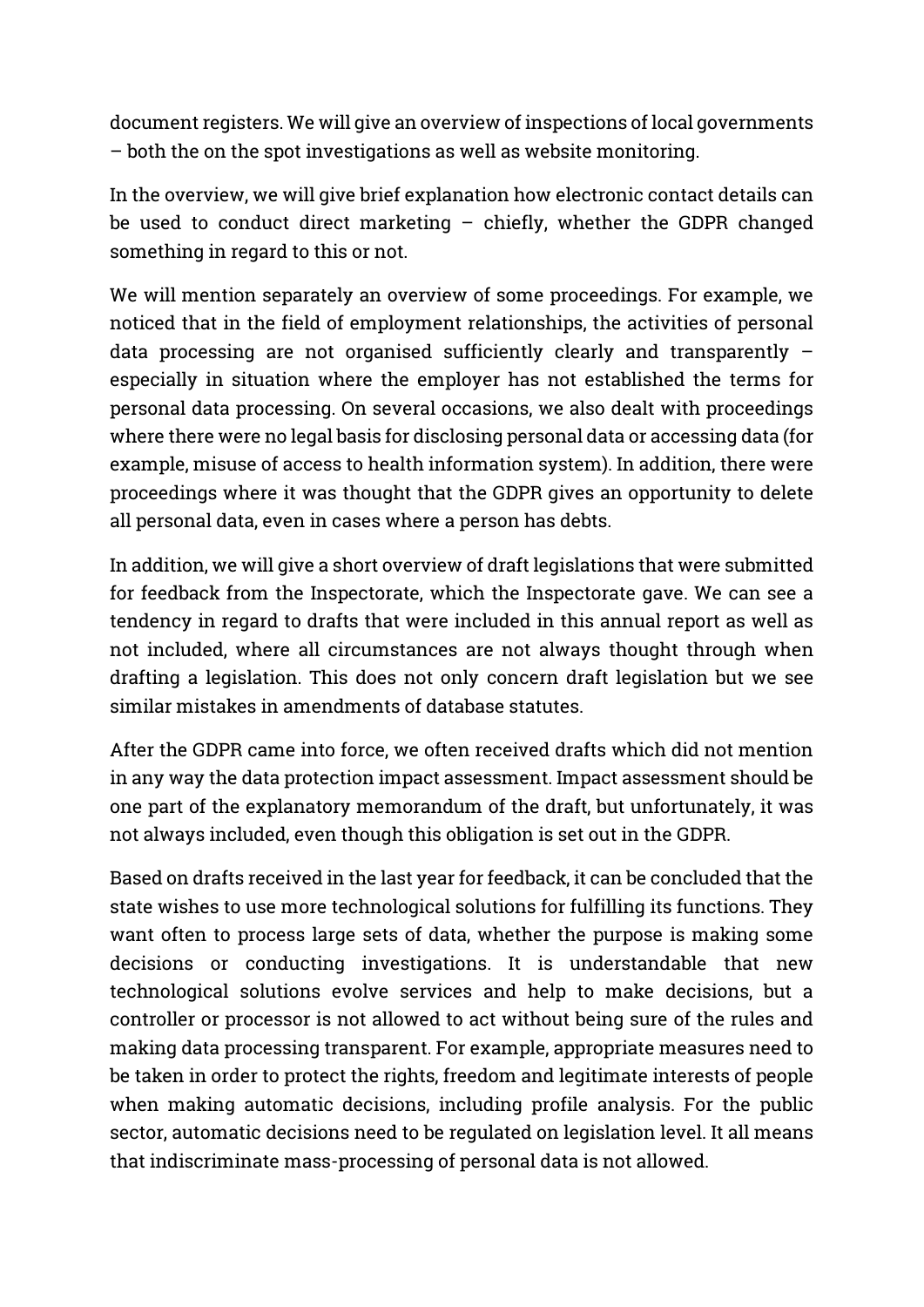document registers. We will give an overview of inspections of local governments – both the on the spot investigations as well as website monitoring.

In the overview, we will give brief explanation how electronic contact details can be used to conduct direct marketing – chiefly, whether the GDPR changed something in regard to this or not.

We will mention separately an overview of some proceedings. For example, we noticed that in the field of employment relationships, the activities of personal data processing are not organised sufficiently clearly and transparently – especially in situation where the employer has not established the terms for personal data processing. On several occasions, we also dealt with proceedings where there were no legal basis for disclosing personal data or accessing data (for example, misuse of access to health information system). In addition, there were proceedings where it was thought that the GDPR gives an opportunity to delete all personal data, even in cases where a person has debts.

In addition, we will give a short overview of draft legislations that were submitted for feedback from the Inspectorate, which the Inspectorate gave. We can see a tendency in regard to drafts that were included in this annual report as well as not included, where all circumstances are not always thought through when drafting a legislation. This does not only concern draft legislation but we see similar mistakes in amendments of database statutes.

After the GDPR came into force, we often received drafts which did not mention in any way the data protection impact assessment. Impact assessment should be one part of the explanatory memorandum of the draft, but unfortunately, it was not always included, even though this obligation is set out in the GDPR.

Based on drafts received in the last year for feedback, it can be concluded that the state wishes to use more technological solutions for fulfilling its functions. They want often to process large sets of data, whether the purpose is making some decisions or conducting investigations. It is understandable that new technological solutions evolve services and help to make decisions, but a controller or processor is not allowed to act without being sure of the rules and making data processing transparent. For example, appropriate measures need to be taken in order to protect the rights, freedom and legitimate interests of people when making automatic decisions, including profile analysis. For the public sector, automatic decisions need to be regulated on legislation level. It all means that indiscriminate mass-processing of personal data is not allowed.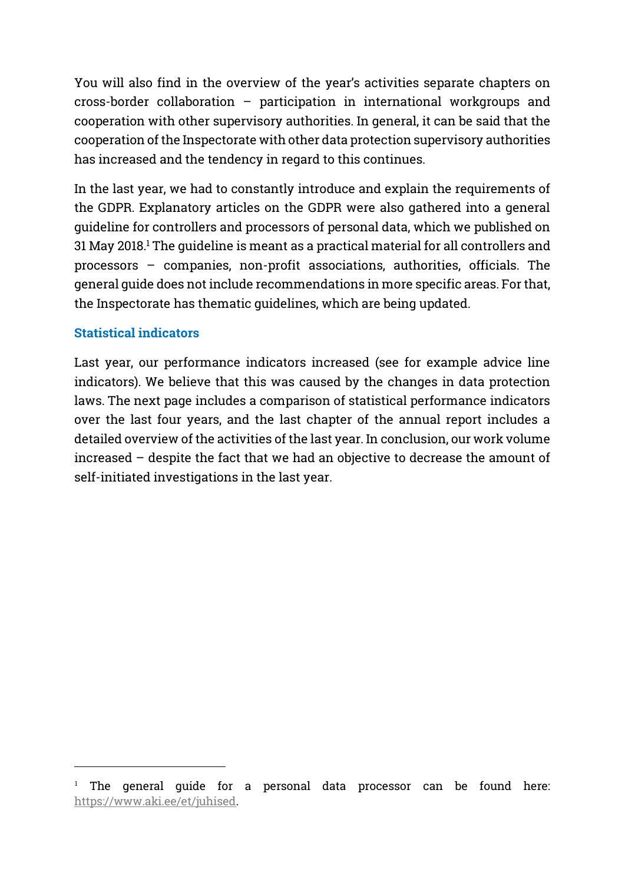You will also find in the overview of the year's activities separate chapters on cross-border collaboration – participation in international workgroups and cooperation with other supervisory authorities. In general, it can be said that the cooperation of the Inspectorate with other data protection supervisory authorities has increased and the tendency in regard to this continues.

In the last year, we had to constantly introduce and explain the requirements of the GDPR. Explanatory articles on the GDPR were also gathered into a general guideline for controllers and processors of personal data, which we published on 31 May 2018.[1] The guideline is meant as a practical material for all controllers and processors – companies, non-profit associations, authorities, officials. The general guide does not include recommendations in more specific areas. For that, the Inspectorate has thematic guidelines, which are being updated.

## Statistical indicators

Last year, our performance indicators increased (see for example advice line indicators). We believe that this was caused by the changes in data protection laws. The next page includes a comparison of statistical performance indicators over the last four years, and the last chapter of the annual report includes a detailed overview of the activities of the last year. In conclusion, our work volume increased – despite the fact that we had an objective to decrease the amount of self-initiated investigations in the last year.

---

[1] The general guide for a personal data processor can be found here: https://www.aki.ee/et/juhised.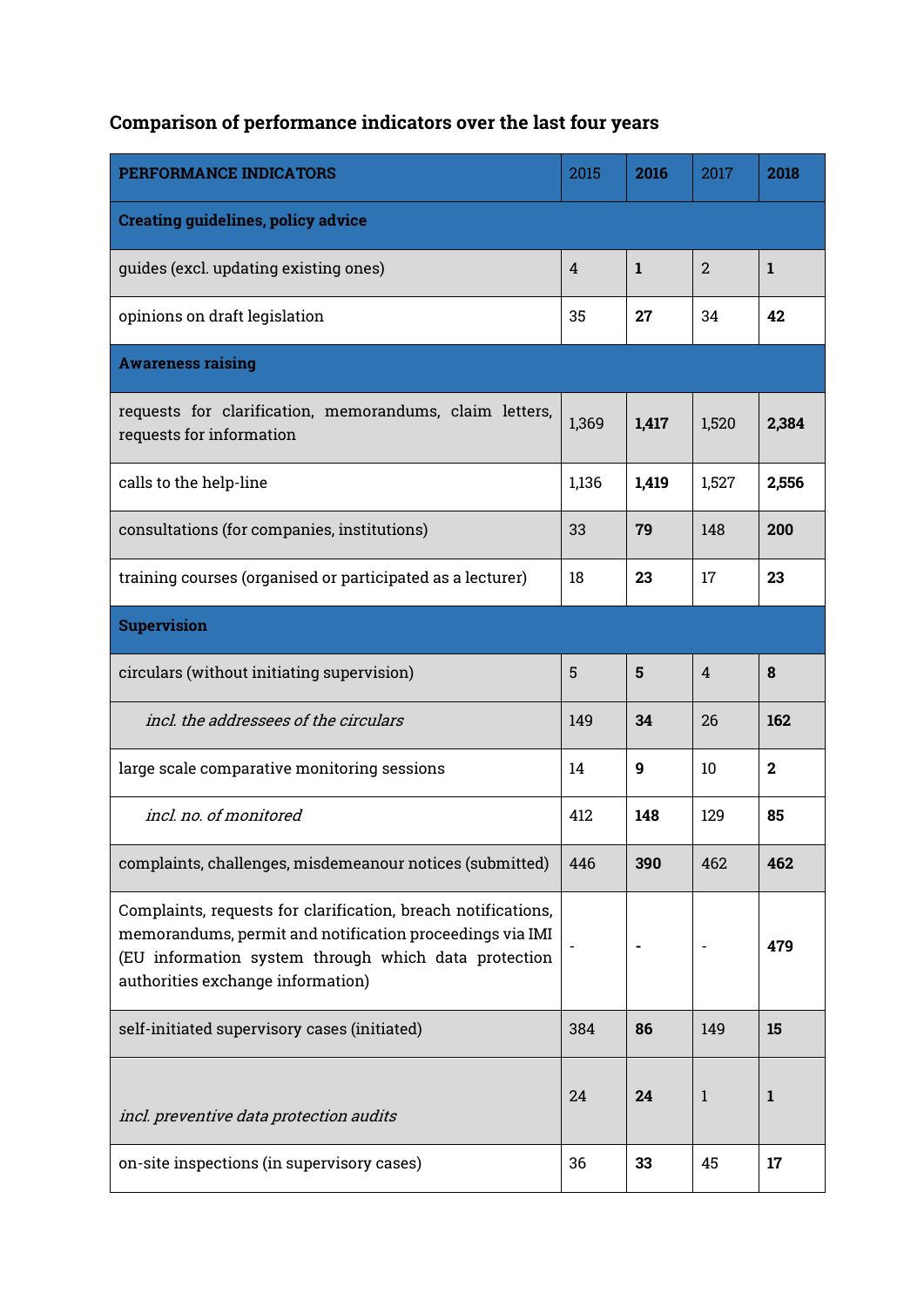## Comparison of performance indicators over the last four years

| PERFORMANCE INDICATORS | 2015 | **2016** | 2017 | **2018** |
|---|---|---|---|---|
| **Creating guidelines, policy advice** | | | | |
| guides (excl. updating existing ones) | 4 | **1** | 2 | **1** |
| opinions on draft legislation | 35 | **27** | 34 | **42** |
| **Awareness raising** | | | | |
| requests for clarification, memorandums, claim letters, requests for information | 1,369 | **1,417** | 1,520 | **2,384** |
| calls to the help-line | 1,136 | **1,419** | 1,527 | **2,556** |
| consultations (for companies, institutions) | 33 | **79** | 148 | **200** |
| training courses (organised or participated as a lecturer) | 18 | **23** | 17 | **23** |
| **Supervision** | | | | |
| circulars (without initiating supervision) | 5 | **5** | 4 | **8** |
| *incl. the addressees of the circulars* | 149 | **34** | 26 | **162** |
| large scale comparative monitoring sessions | 14 | **9** | 10 | **2** |
| *incl. no. of monitored* | 412 | **148** | 129 | **85** |
| complaints, challenges, misdemeanour notices (submitted) | 446 | **390** | 462 | **462** |
| Complaints, requests for clarification, breach notifications, memorandums, permit and notification proceedings via IMI (EU information system through which data protection authorities exchange information) | - | **-** | - | **479** |
| self-initiated supervisory cases (initiated) | 384 | **86** | 149 | **15** |
| *incl. preventive data protection audits* | 24 | **24** | 1 | **1** |
| on-site inspections (in supervisory cases) | 36 | **33** | 45 | **17** |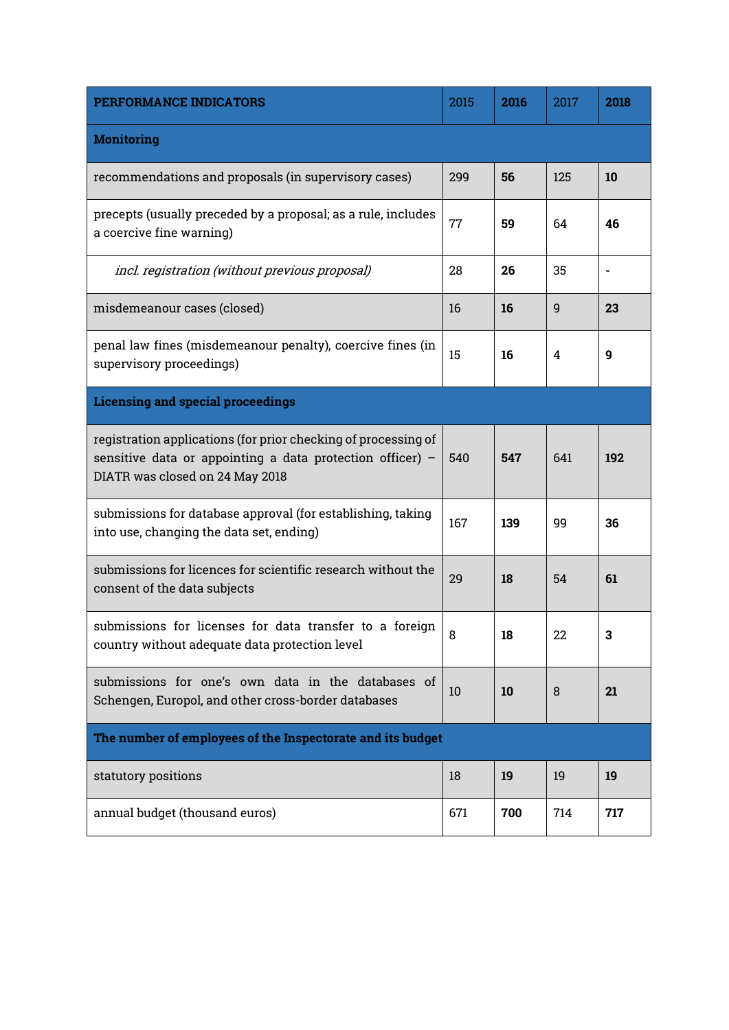| PERFORMANCE INDICATORS | 2015 | **2016** | 2017 | **2018** |
|---|---|---|---|---|
| **Monitoring** | | | | |
| recommendations and proposals (in supervisory cases) | 299 | **56** | 125 | **10** |
| precepts (usually preceded by a proposal; as a rule, includes a coercive fine warning) | 77 | **59** | 64 | **46** |
| *incl. registration (without previous proposal)* | 28 | **26** | 35 | **-** |
| misdemeanour cases (closed) | 16 | **16** | 9 | **23** |
| penal law fines (misdemeanour penalty), coercive fines (in supervisory proceedings) | 15 | **16** | 4 | **9** |
| **Licensing and special proceedings** | | | | |
| registration applications (for prior checking of processing of sensitive data or appointing a data protection officer) – DIATR was closed on 24 May 2018 | 540 | **547** | 641 | **192** |
| submissions for database approval (for establishing, taking into use, changing the data set, ending) | 167 | **139** | 99 | **36** |
| submissions for licences for scientific research without the consent of the data subjects | 29 | **18** | 54 | **61** |
| submissions for licenses for data transfer to a foreign country without adequate data protection level | 8 | **18** | 22 | **3** |
| submissions for one's own data in the databases of Schengen, Europol, and other cross-border databases | 10 | **10** | 8 | **21** |
| **The number of employees of the Inspectorate and its budget** | | | | |
| statutory positions | 18 | **19** | 19 | **19** |
| annual budget (thousand euros) | 671 | **700** | 714 | **717** |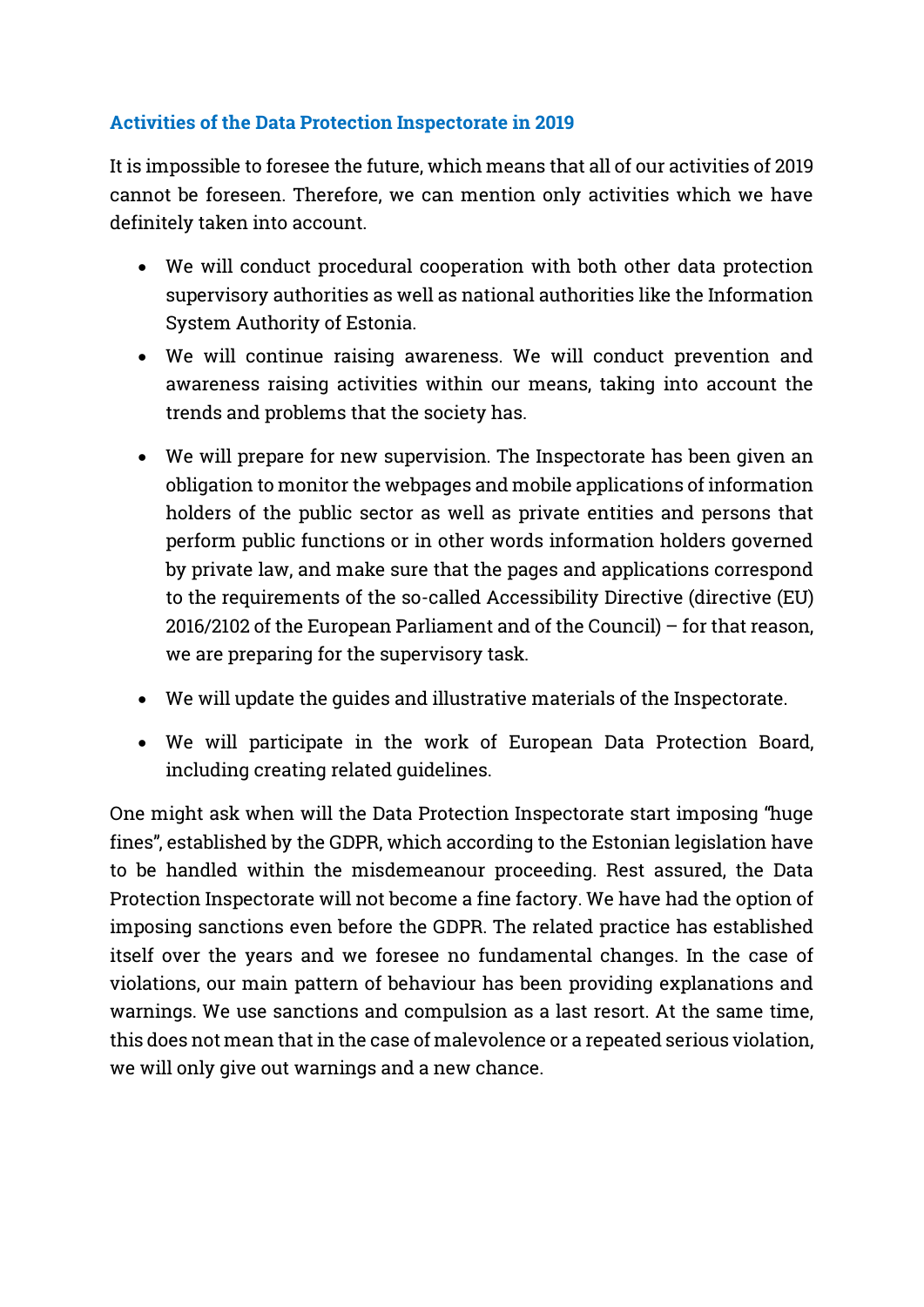## Activities of the Data Protection Inspectorate in 2019

It is impossible to foresee the future, which means that all of our activities of 2019 cannot be foreseen. Therefore, we can mention only activities which we have definitely taken into account.

- We will conduct procedural cooperation with both other data protection supervisory authorities as well as national authorities like the Information System Authority of Estonia.
- We will continue raising awareness. We will conduct prevention and awareness raising activities within our means, taking into account the trends and problems that the society has.
- We will prepare for new supervision. The Inspectorate has been given an obligation to monitor the webpages and mobile applications of information holders of the public sector as well as private entities and persons that perform public functions or in other words information holders governed by private law, and make sure that the pages and applications correspond to the requirements of the so-called Accessibility Directive (directive (EU) 2016/2102 of the European Parliament and of the Council) – for that reason, we are preparing for the supervisory task.
- We will update the guides and illustrative materials of the Inspectorate.
- We will participate in the work of European Data Protection Board, including creating related guidelines.

One might ask when will the Data Protection Inspectorate start imposing "huge fines", established by the GDPR, which according to the Estonian legislation have to be handled within the misdemeanour proceeding. Rest assured, the Data Protection Inspectorate will not become a fine factory. We have had the option of imposing sanctions even before the GDPR. The related practice has established itself over the years and we foresee no fundamental changes. In the case of violations, our main pattern of behaviour has been providing explanations and warnings. We use sanctions and compulsion as a last resort. At the same time, this does not mean that in the case of malevolence or a repeated serious violation, we will only give out warnings and a new chance.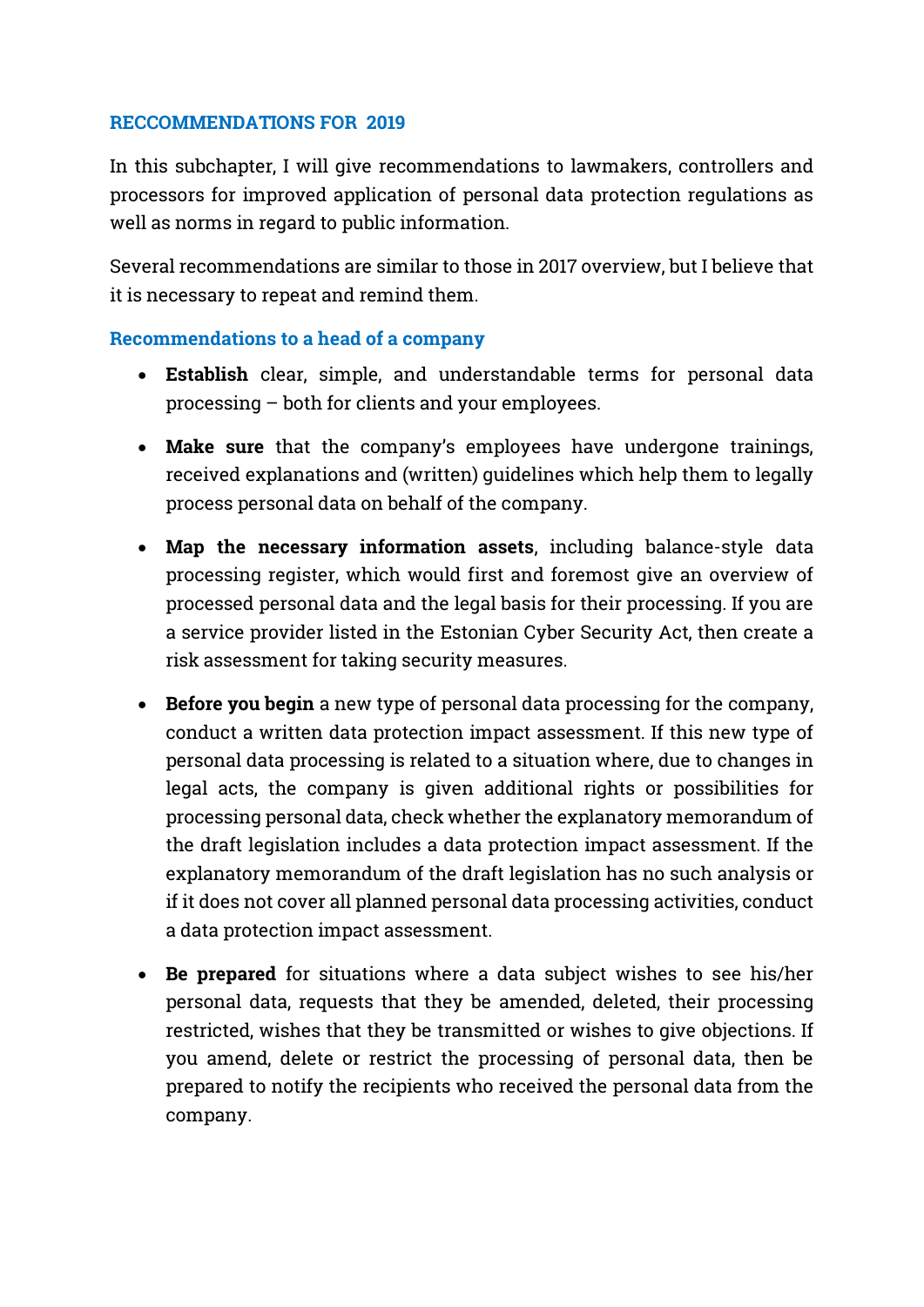## RECCOMMENDATIONS FOR 2019

In this subchapter, I will give recommendations to lawmakers, controllers and processors for improved application of personal data protection regulations as well as norms in regard to public information.

Several recommendations are similar to those in 2017 overview, but I believe that it is necessary to repeat and remind them.

### Recommendations to a head of a company

- **Establish** clear, simple, and understandable terms for personal data processing – both for clients and your employees.
- **Make sure** that the company's employees have undergone trainings, received explanations and (written) guidelines which help them to legally process personal data on behalf of the company.
- **Map the necessary information assets**, including balance-style data processing register, which would first and foremost give an overview of processed personal data and the legal basis for their processing. If you are a service provider listed in the Estonian Cyber Security Act, then create a risk assessment for taking security measures.
- **Before you begin** a new type of personal data processing for the company, conduct a written data protection impact assessment. If this new type of personal data processing is related to a situation where, due to changes in legal acts, the company is given additional rights or possibilities for processing personal data, check whether the explanatory memorandum of the draft legislation includes a data protection impact assessment. If the explanatory memorandum of the draft legislation has no such analysis or if it does not cover all planned personal data processing activities, conduct a data protection impact assessment.
- **Be prepared** for situations where a data subject wishes to see his/her personal data, requests that they be amended, deleted, their processing restricted, wishes that they be transmitted or wishes to give objections. If you amend, delete or restrict the processing of personal data, then be prepared to notify the recipients who received the personal data from the company.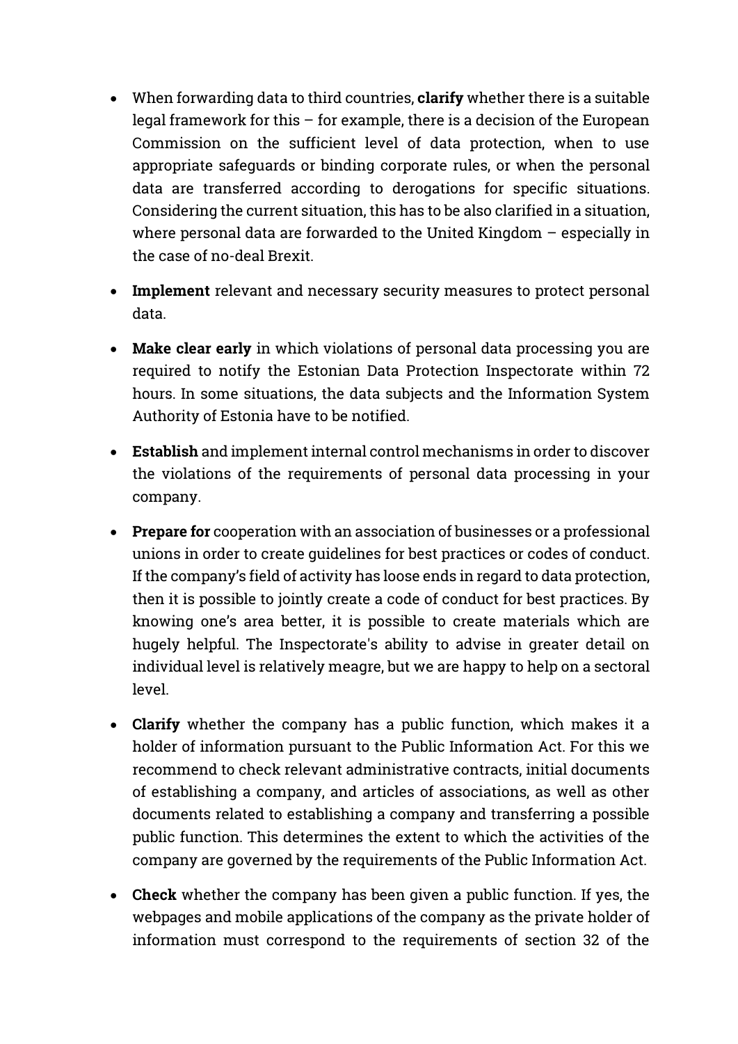- When forwarding data to third countries, **clarify** whether there is a suitable legal framework for this – for example, there is a decision of the European Commission on the sufficient level of data protection, when to use appropriate safeguards or binding corporate rules, or when the personal data are transferred according to derogations for specific situations. Considering the current situation, this has to be also clarified in a situation, where personal data are forwarded to the United Kingdom – especially in the case of no-deal Brexit.

- **Implement** relevant and necessary security measures to protect personal data.

- **Make clear early** in which violations of personal data processing you are required to notify the Estonian Data Protection Inspectorate within 72 hours. In some situations, the data subjects and the Information System Authority of Estonia have to be notified.

- **Establish** and implement internal control mechanisms in order to discover the violations of the requirements of personal data processing in your company.

- **Prepare for** cooperation with an association of businesses or a professional unions in order to create guidelines for best practices or codes of conduct. If the company's field of activity has loose ends in regard to data protection, then it is possible to jointly create a code of conduct for best practices. By knowing one's area better, it is possible to create materials which are hugely helpful. The Inspectorate's ability to advise in greater detail on individual level is relatively meagre, but we are happy to help on a sectoral level.

- **Clarify** whether the company has a public function, which makes it a holder of information pursuant to the Public Information Act. For this we recommend to check relevant administrative contracts, initial documents of establishing a company, and articles of associations, as well as other documents related to establishing a company and transferring a possible public function. This determines the extent to which the activities of the company are governed by the requirements of the Public Information Act.

- **Check** whether the company has been given a public function. If yes, the webpages and mobile applications of the company as the private holder of information must correspond to the requirements of section 32 of the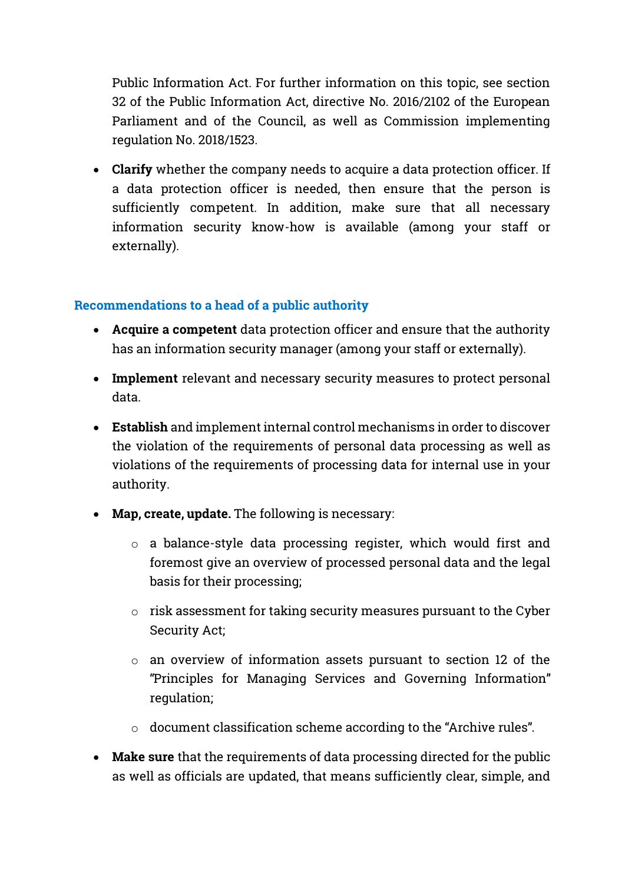Public Information Act. For further information on this topic, see section 32 of the Public Information Act, directive No. 2016/2102 of the European Parliament and of the Council, as well as Commission implementing regulation No. 2018/1523.

- **Clarify** whether the company needs to acquire a data protection officer. If a data protection officer is needed, then ensure that the person is sufficiently competent. In addition, make sure that all necessary information security know-how is available (among your staff or externally).

### Recommendations to a head of a public authority

- **Acquire a competent** data protection officer and ensure that the authority has an information security manager (among your staff or externally).
- **Implement** relevant and necessary security measures to protect personal data.
- **Establish** and implement internal control mechanisms in order to discover the violation of the requirements of personal data processing as well as violations of the requirements of processing data for internal use in your authority.
- **Map, create, update.** The following is necessary:
  - a balance-style data processing register, which would first and foremost give an overview of processed personal data and the legal basis for their processing;
  - risk assessment for taking security measures pursuant to the Cyber Security Act;
  - an overview of information assets pursuant to section 12 of the "Principles for Managing Services and Governing Information" regulation;
  - document classification scheme according to the "Archive rules".
- **Make sure** that the requirements of data processing directed for the public as well as officials are updated, that means sufficiently clear, simple, and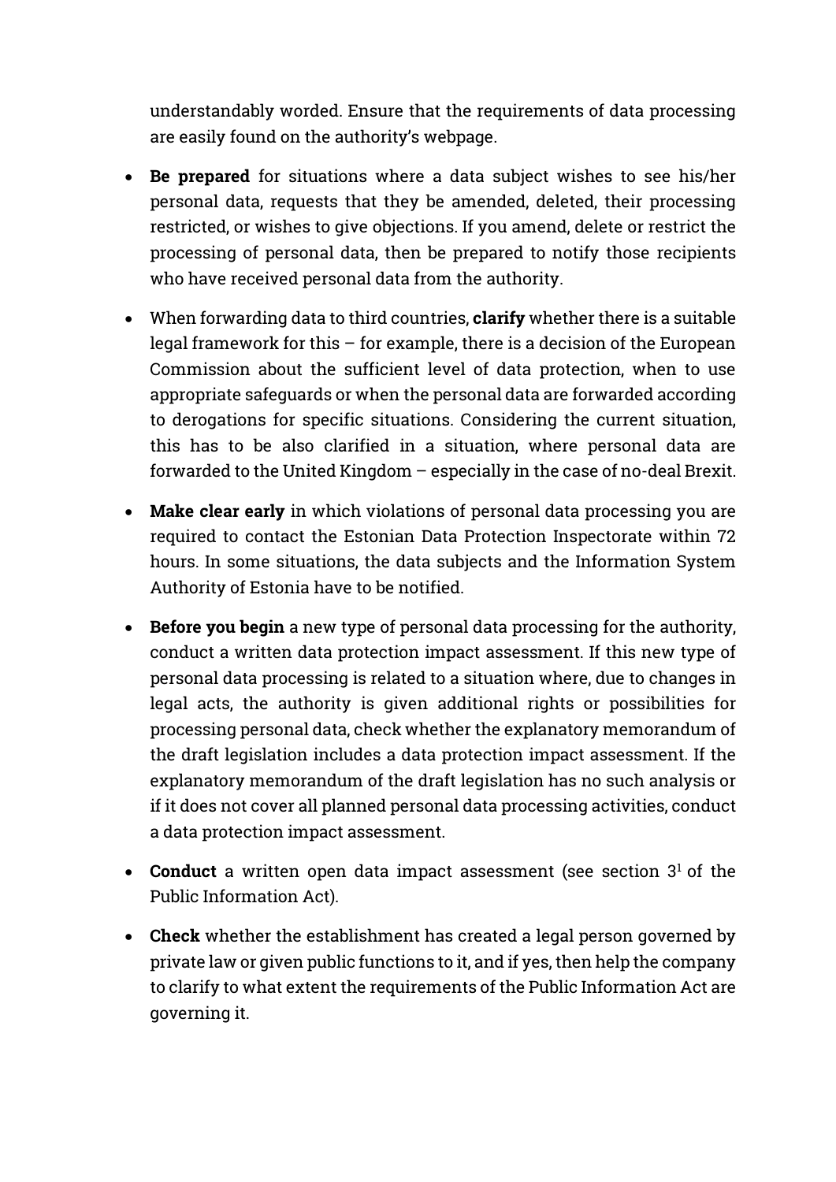understandably worded. Ensure that the requirements of data processing are easily found on the authority's webpage.

- **Be prepared** for situations where a data subject wishes to see his/her personal data, requests that they be amended, deleted, their processing restricted, or wishes to give objections. If you amend, delete or restrict the processing of personal data, then be prepared to notify those recipients who have received personal data from the authority.
- When forwarding data to third countries, **clarify** whether there is a suitable legal framework for this – for example, there is a decision of the European Commission about the sufficient level of data protection, when to use appropriate safeguards or when the personal data are forwarded according to derogations for specific situations. Considering the current situation, this has to be also clarified in a situation, where personal data are forwarded to the United Kingdom – especially in the case of no-deal Brexit.
- **Make clear early** in which violations of personal data processing you are required to contact the Estonian Data Protection Inspectorate within 72 hours. In some situations, the data subjects and the Information System Authority of Estonia have to be notified.
- **Before you begin** a new type of personal data processing for the authority, conduct a written data protection impact assessment. If this new type of personal data processing is related to a situation where, due to changes in legal acts, the authority is given additional rights or possibilities for processing personal data, check whether the explanatory memorandum of the draft legislation includes a data protection impact assessment. If the explanatory memorandum of the draft legislation has no such analysis or if it does not cover all planned personal data processing activities, conduct a data protection impact assessment.
- **Conduct** a written open data impact assessment (see section $3^1$ of the Public Information Act).
- **Check** whether the establishment has created a legal person governed by private law or given public functions to it, and if yes, then help the company to clarify to what extent the requirements of the Public Information Act are governing it.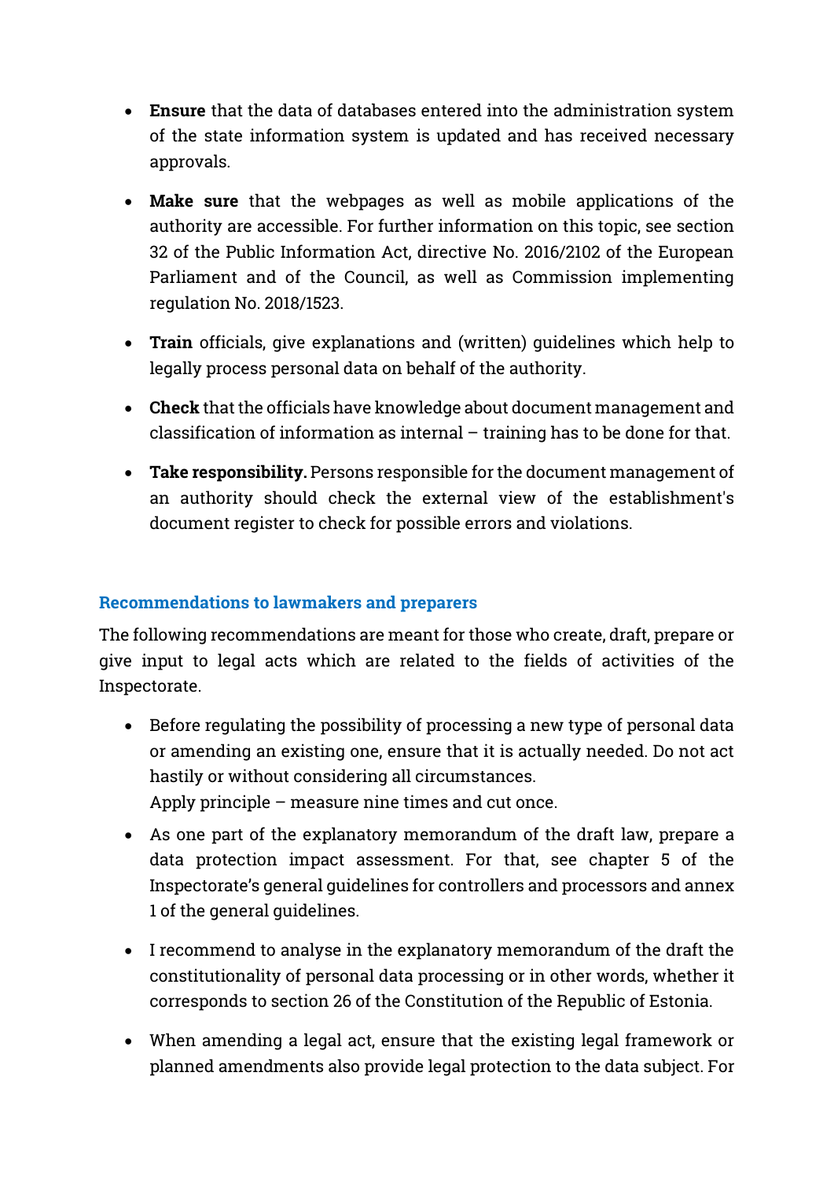- **Ensure** that the data of databases entered into the administration system of the state information system is updated and has received necessary approvals.

- **Make sure** that the webpages as well as mobile applications of the authority are accessible. For further information on this topic, see section 32 of the Public Information Act, directive No. 2016/2102 of the European Parliament and of the Council, as well as Commission implementing regulation No. 2018/1523.

- **Train** officials, give explanations and (written) guidelines which help to legally process personal data on behalf of the authority.

- **Check** that the officials have knowledge about document management and classification of information as internal – training has to be done for that.

- **Take responsibility.** Persons responsible for the document management of an authority should check the external view of the establishment's document register to check for possible errors and violations.

## Recommendations to lawmakers and preparers

The following recommendations are meant for those who create, draft, prepare or give input to legal acts which are related to the fields of activities of the Inspectorate.

- Before regulating the possibility of processing a new type of personal data or amending an existing one, ensure that it is actually needed. Do not act hastily or without considering all circumstances.
  Apply principle – measure nine times and cut once.

- As one part of the explanatory memorandum of the draft law, prepare a data protection impact assessment. For that, see chapter 5 of the Inspectorate's general guidelines for controllers and processors and annex 1 of the general guidelines.

- I recommend to analyse in the explanatory memorandum of the draft the constitutionality of personal data processing or in other words, whether it corresponds to section 26 of the Constitution of the Republic of Estonia.

- When amending a legal act, ensure that the existing legal framework or planned amendments also provide legal protection to the data subject. For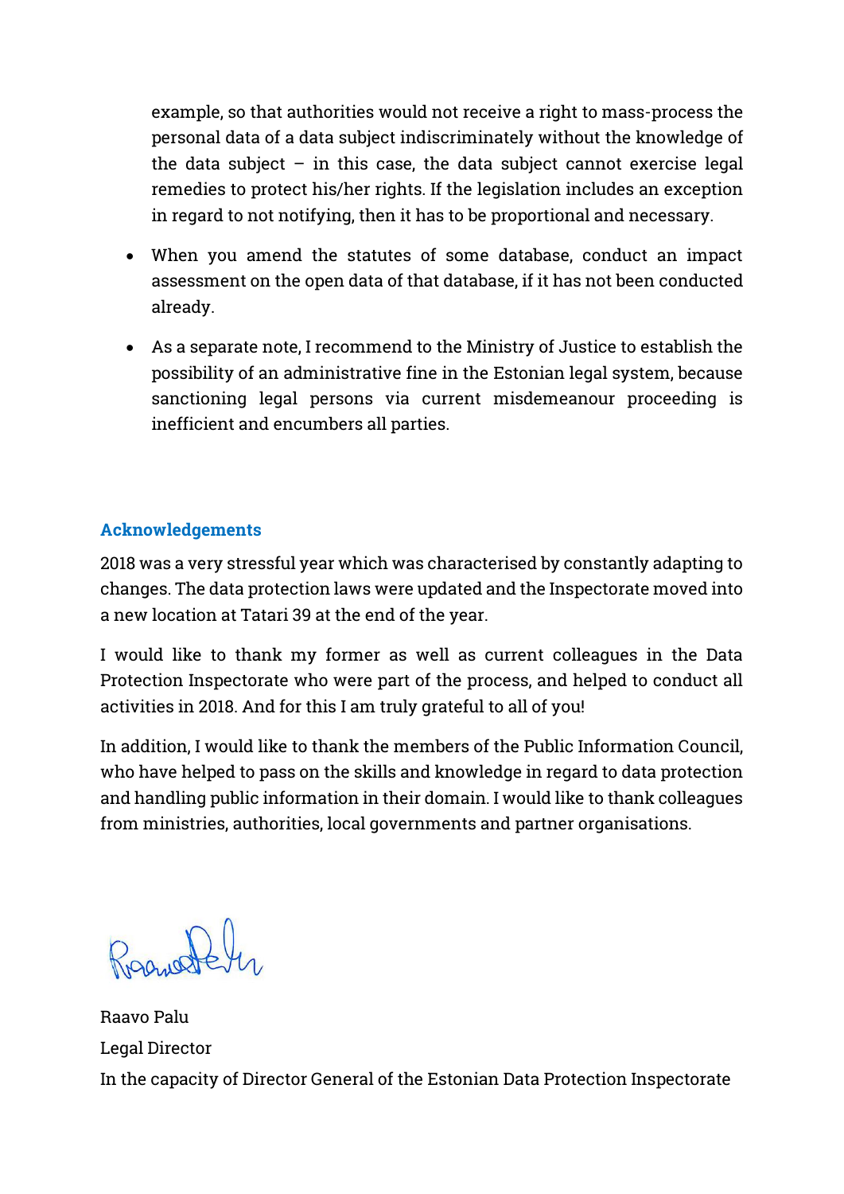example, so that authorities would not receive a right to mass-process the personal data of a data subject indiscriminately without the knowledge of the data subject – in this case, the data subject cannot exercise legal remedies to protect his/her rights. If the legislation includes an exception in regard to not notifying, then it has to be proportional and necessary.

- When you amend the statutes of some database, conduct an impact assessment on the open data of that database, if it has not been conducted already.
- As a separate note, I recommend to the Ministry of Justice to establish the possibility of an administrative fine in the Estonian legal system, because sanctioning legal persons via current misdemeanour proceeding is inefficient and encumbers all parties.

## Acknowledgements

2018 was a very stressful year which was characterised by constantly adapting to changes. The data protection laws were updated and the Inspectorate moved into a new location at Tatari 39 at the end of the year.

I would like to thank my former as well as current colleagues in the Data Protection Inspectorate who were part of the process, and helped to conduct all activities in 2018. And for this I am truly grateful to all of you!

In addition, I would like to thank the members of the Public Information Council, who have helped to pass on the skills and knowledge in regard to data protection and handling public information in their domain. I would like to thank colleagues from ministries, authorities, local governments and partner organisations.

Raavo Palu
Legal Director
In the capacity of Director General of the Estonian Data Protection Inspectorate